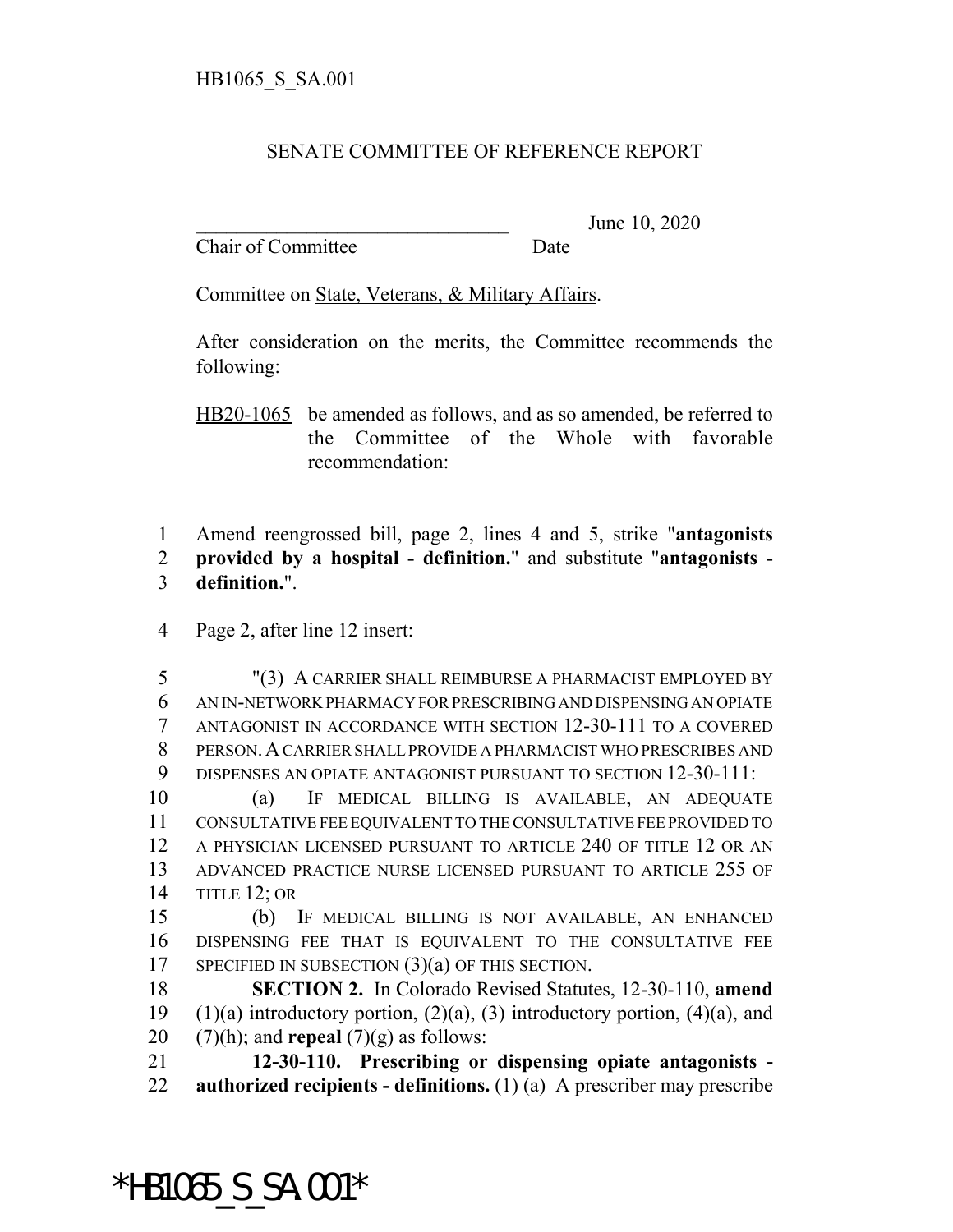HB1065_S_SA.001

# SENATE COMMITTEE OF REFERENCE REPORT

________________________________ June 10, 2020
Chair of Committee Date

Committee on State, Veterans, & Military Affairs.

After consideration on the merits, the Committee recommends the following:

HB20-1065 be amended as follows, and as so amended, be referred to the Committee of the Whole with favorable recommendation:

1 Amend reengrossed bill, page 2, lines 4 and 5, strike "**antagonists**
2 **provided by a hospital - definition.**" and substitute "**antagonists -**
3 **definition.**".

4 Page 2, after line 12 insert:

5 "(3) A CARRIER SHALL REIMBURSE A PHARMACIST EMPLOYED BY
6 AN IN-NETWORK PHARMACY FOR PRESCRIBING AND DISPENSING AN OPIATE
7 ANTAGONIST IN ACCORDANCE WITH SECTION 12-30-111 TO A COVERED
8 PERSON. A CARRIER SHALL PROVIDE A PHARMACIST WHO PRESCRIBES AND
9 DISPENSES AN OPIATE ANTAGONIST PURSUANT TO SECTION 12-30-111:
10 (a) IF MEDICAL BILLING IS AVAILABLE, AN ADEQUATE
11 CONSULTATIVE FEE EQUIVALENT TO THE CONSULTATIVE FEE PROVIDED TO
12 A PHYSICIAN LICENSED PURSUANT TO ARTICLE 240 OF TITLE 12 OR AN
13 ADVANCED PRACTICE NURSE LICENSED PURSUANT TO ARTICLE 255 OF
14 TITLE 12; OR
15 (b) IF MEDICAL BILLING IS NOT AVAILABLE, AN ENHANCED
16 DISPENSING FEE THAT IS EQUIVALENT TO THE CONSULTATIVE FEE
17 SPECIFIED IN SUBSECTION (3)(a) OF THIS SECTION.
18 **SECTION 2.** In Colorado Revised Statutes, 12-30-110, **amend**
19 (1)(a) introductory portion, (2)(a), (3) introductory portion, (4)(a), and
20 (7)(h); and **repeal** (7)(g) as follows:
21 **12-30-110. Prescribing or dispensing opiate antagonists -**
22 **authorized recipients - definitions.** (1) (a) A prescriber may prescribe

*HB1065_S_SA.001*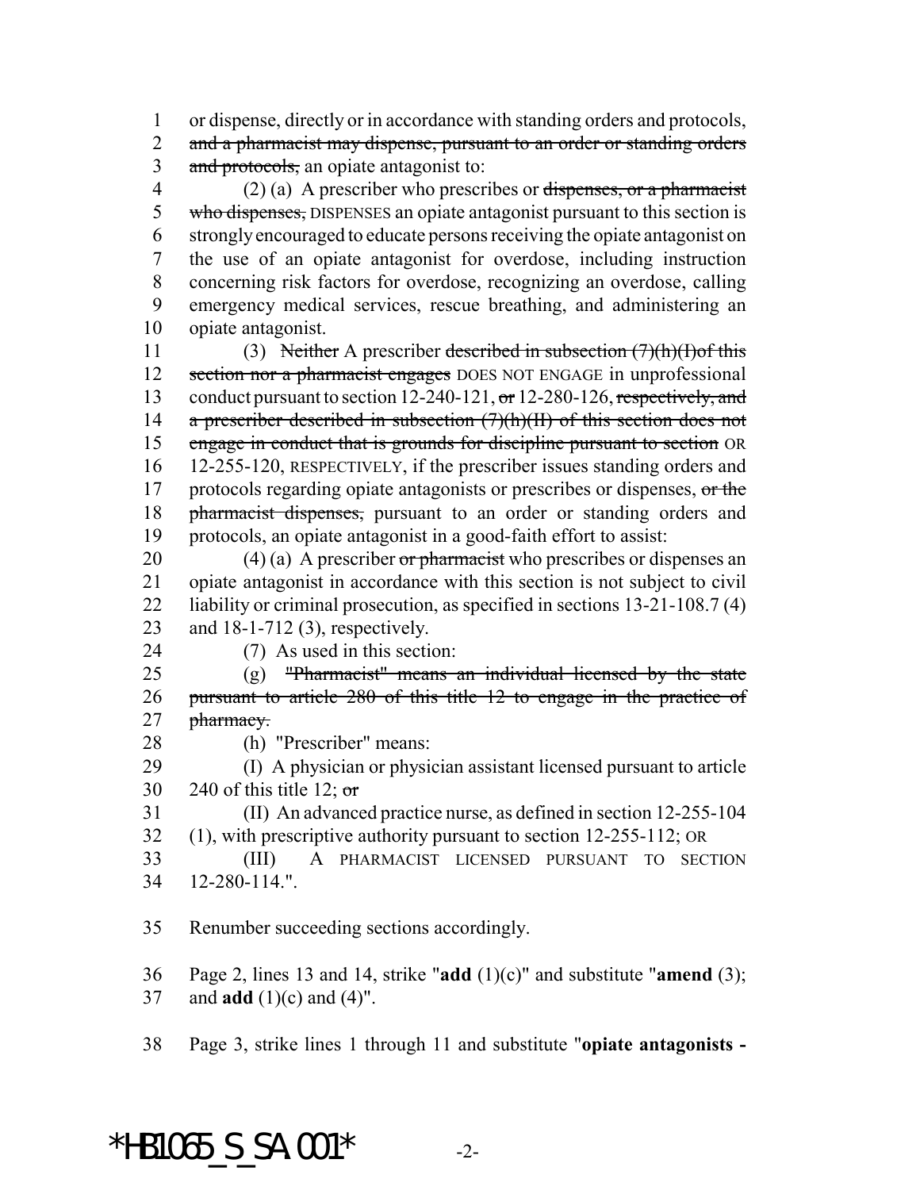or dispense, directly or in accordance with standing orders and protocols, ~~and a pharmacist may dispense, pursuant to an order or standing orders and protocols,~~ an opiate antagonist to:

(2) (a) A prescriber who prescribes or ~~dispenses, or a pharmacist who dispenses,~~ DISPENSES an opiate antagonist pursuant to this section is strongly encouraged to educate persons receiving the opiate antagonist on the use of an opiate antagonist for overdose, including instruction concerning risk factors for overdose, recognizing an overdose, calling emergency medical services, rescue breathing, and administering an opiate antagonist.

(3) ~~Neither~~ A prescriber ~~described in subsection (7)(h)(I)of this section nor a pharmacist engages~~ DOES NOT ENGAGE in unprofessional conduct pursuant to section 12-240-121, ~~or~~ 12-280-126, ~~respectively, and a prescriber described in subsection (7)(h)(II) of this section does not engage in conduct that is grounds for discipline pursuant to section~~ OR 12-255-120, RESPECTIVELY, if the prescriber issues standing orders and protocols regarding opiate antagonists or prescribes or dispenses, ~~or the pharmacist dispenses,~~ pursuant to an order or standing orders and protocols, an opiate antagonist in a good-faith effort to assist:

(4) (a) A prescriber ~~or pharmacist~~ who prescribes or dispenses an opiate antagonist in accordance with this section is not subject to civil liability or criminal prosecution, as specified in sections 13-21-108.7 (4) and 18-1-712 (3), respectively.

(7) As used in this section:

(g) ~~"Pharmacist" means an individual licensed by the state pursuant to article 280 of this title 12 to engage in the practice of pharmacy.~~

(h) "Prescriber" means:

(I) A physician or physician assistant licensed pursuant to article 240 of this title 12; ~~or~~

(II) An advanced practice nurse, as defined in section 12-255-104 (1), with prescriptive authority pursuant to section 12-255-112; OR

(III) A PHARMACIST LICENSED PURSUANT TO SECTION 12-280-114.".

Renumber succeeding sections accordingly.

Page 2, lines 13 and 14, strike "**add** (1)(c)" and substitute "**amend** (3); and **add** (1)(c) and (4)".

Page 3, strike lines 1 through 11 and substitute "**opiate antagonists -**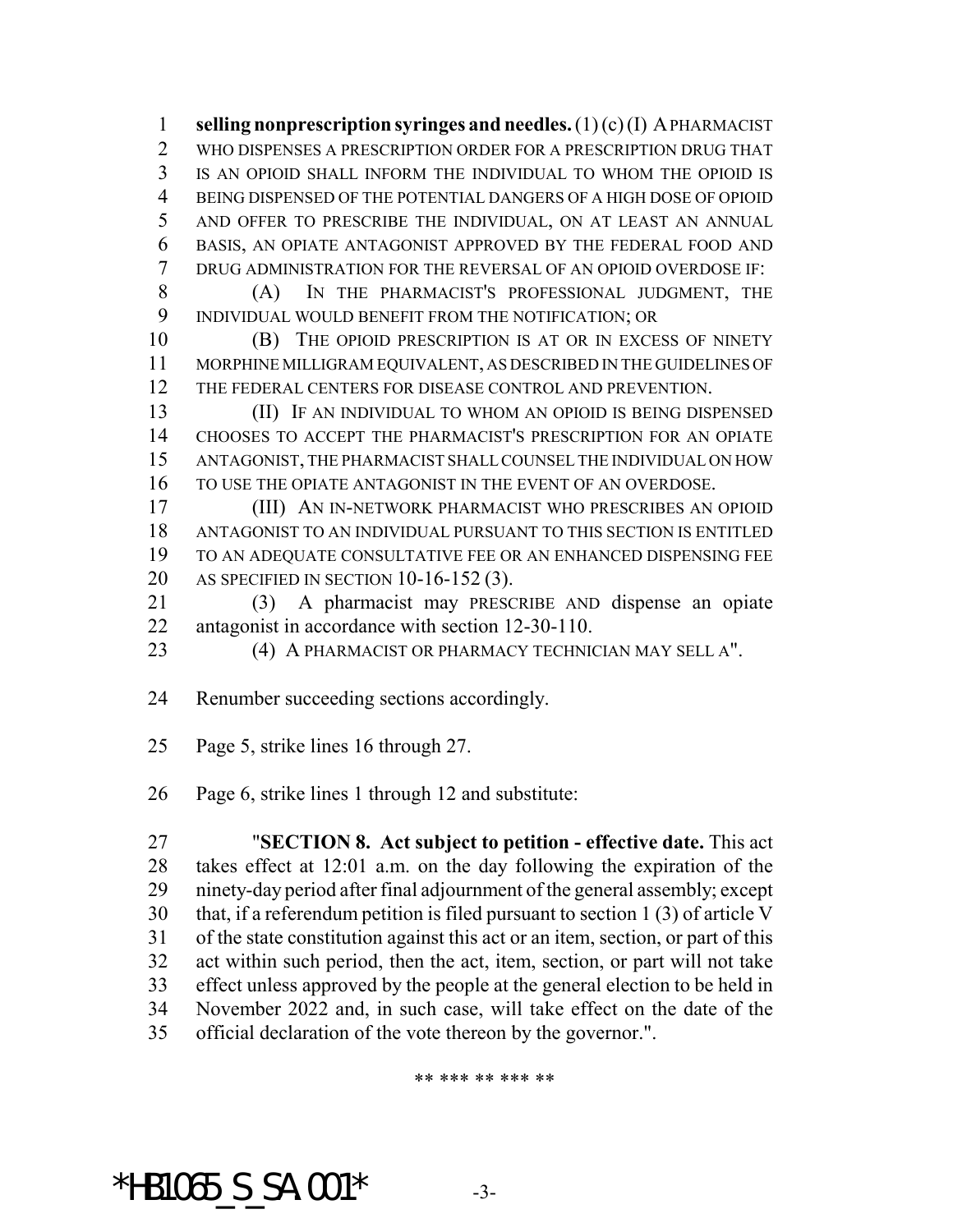**selling nonprescription syringes and needles.** (1) (c) (I) A PHARMACIST WHO DISPENSES A PRESCRIPTION ORDER FOR A PRESCRIPTION DRUG THAT IS AN OPIOID SHALL INFORM THE INDIVIDUAL TO WHOM THE OPIOID IS BEING DISPENSED OF THE POTENTIAL DANGERS OF A HIGH DOSE OF OPIOID AND OFFER TO PRESCRIBE THE INDIVIDUAL, ON AT LEAST AN ANNUAL BASIS, AN OPIATE ANTAGONIST APPROVED BY THE FEDERAL FOOD AND DRUG ADMINISTRATION FOR THE REVERSAL OF AN OPIOID OVERDOSE IF:

(A) IN THE PHARMACIST'S PROFESSIONAL JUDGMENT, THE INDIVIDUAL WOULD BENEFIT FROM THE NOTIFICATION; OR

(B) THE OPIOID PRESCRIPTION IS AT OR IN EXCESS OF NINETY MORPHINE MILLIGRAM EQUIVALENT, AS DESCRIBED IN THE GUIDELINES OF THE FEDERAL CENTERS FOR DISEASE CONTROL AND PREVENTION.

(II) IF AN INDIVIDUAL TO WHOM AN OPIOID IS BEING DISPENSED CHOOSES TO ACCEPT THE PHARMACIST'S PRESCRIPTION FOR AN OPIATE ANTAGONIST, THE PHARMACIST SHALL COUNSEL THE INDIVIDUAL ON HOW TO USE THE OPIATE ANTAGONIST IN THE EVENT OF AN OVERDOSE.

(III) AN IN-NETWORK PHARMACIST WHO PRESCRIBES AN OPIOID ANTAGONIST TO AN INDIVIDUAL PURSUANT TO THIS SECTION IS ENTITLED TO AN ADEQUATE CONSULTATIVE FEE OR AN ENHANCED DISPENSING FEE AS SPECIFIED IN SECTION 10-16-152 (3).

(3) A pharmacist may PRESCRIBE AND dispense an opiate antagonist in accordance with section 12-30-110.

(4) A PHARMACIST OR PHARMACY TECHNICIAN MAY SELL A".

Renumber succeeding sections accordingly.

Page 5, strike lines 16 through 27.

Page 6, strike lines 1 through 12 and substitute:

"**SECTION 8. Act subject to petition - effective date.** This act takes effect at 12:01 a.m. on the day following the expiration of the ninety-day period after final adjournment of the general assembly; except that, if a referendum petition is filed pursuant to section 1 (3) of article V of the state constitution against this act or an item, section, or part of this act within such period, then the act, item, section, or part will not take effect unless approved by the people at the general election to be held in November 2022 and, in such case, will take effect on the date of the official declaration of the vote thereon by the governor.".

** *** ** *** **

*HB1065_S_SA.001*